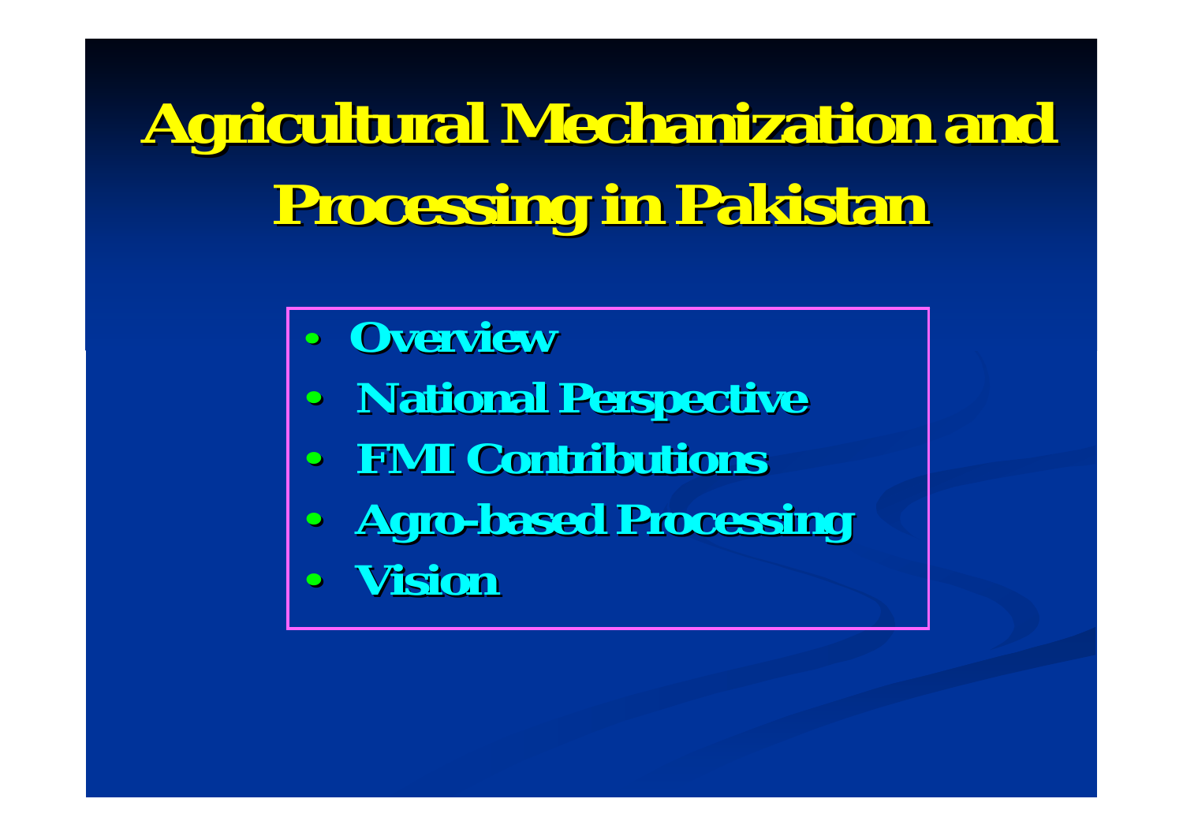# Agricultural Mechanization and Processing in Pakistan

- Overview
- National Perspective
- FMI Contributions
- Agro-based Processing
- Vision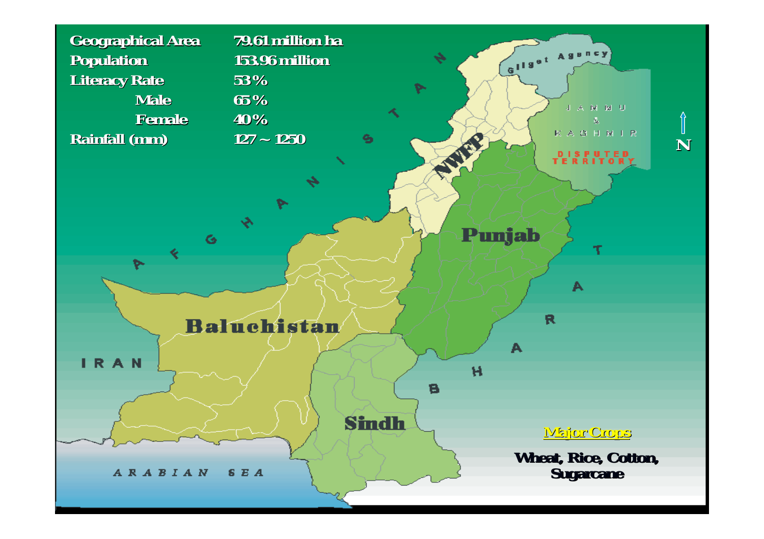| | |
|---|---|
| Geographical Area | 79.61 million ha |
| Population | 153.96 million |
| Literacy Rate | 53 % |
| Male | 65 % |
| Female | 40 % |
| Rainfall (mm) | 127 ~ 1250 |

AFGHANISTAN

Gilgit Agency

JAMMU & KASHMIR

DISPUTED TERRITORY

N

NWFP

Punjab

Baluchistan

Sindh

IRAN

BHARAT

ARABIAN SEA

**Major Crops**

**Wheat, Rice, Cotton, Sugarcane**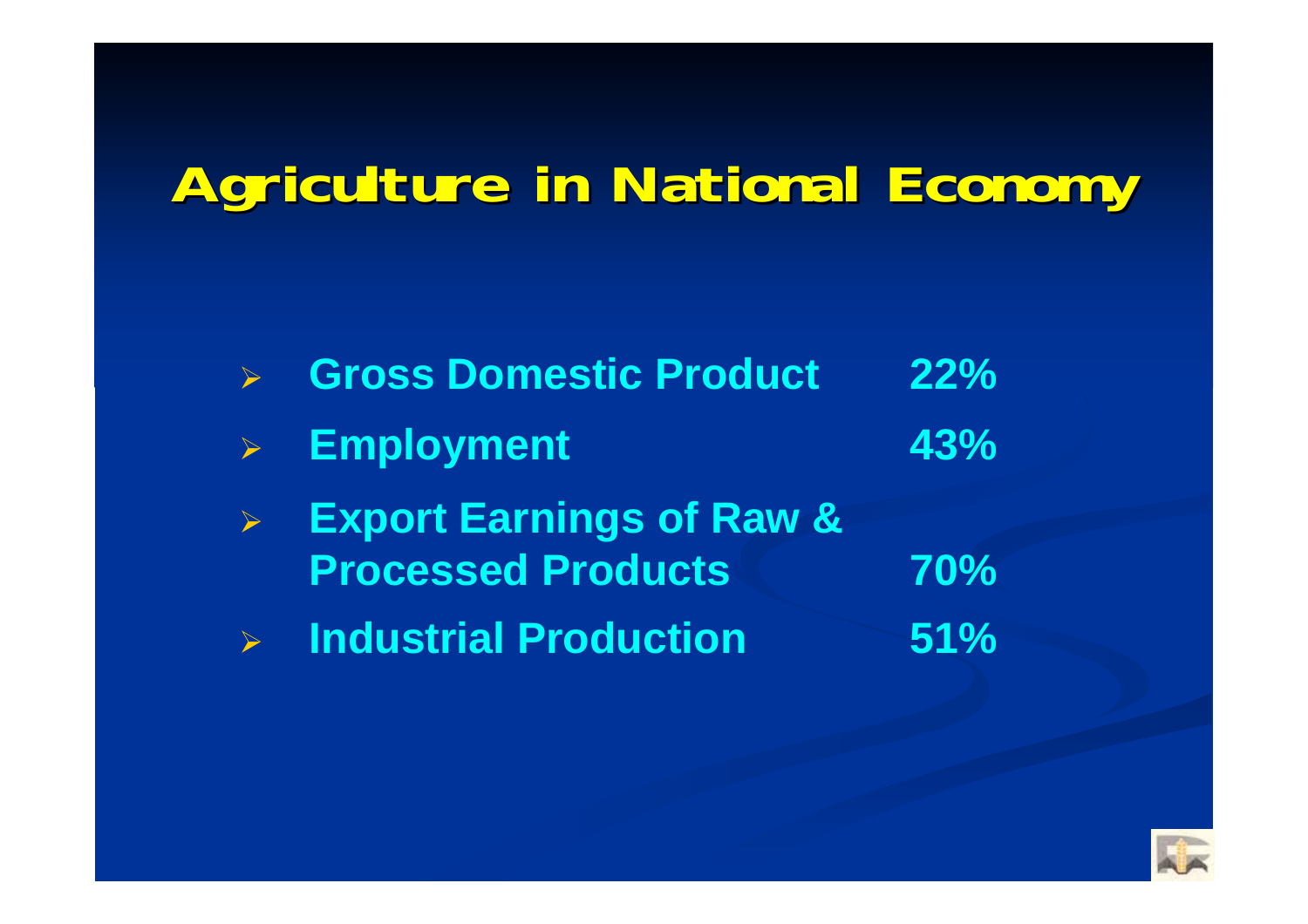# Agriculture in National Economy

- **Gross Domestic Product 22%**
- **Employment 43%**
- **Export Earnings of Raw & Processed Products 70%**
- **Industrial Production 51%**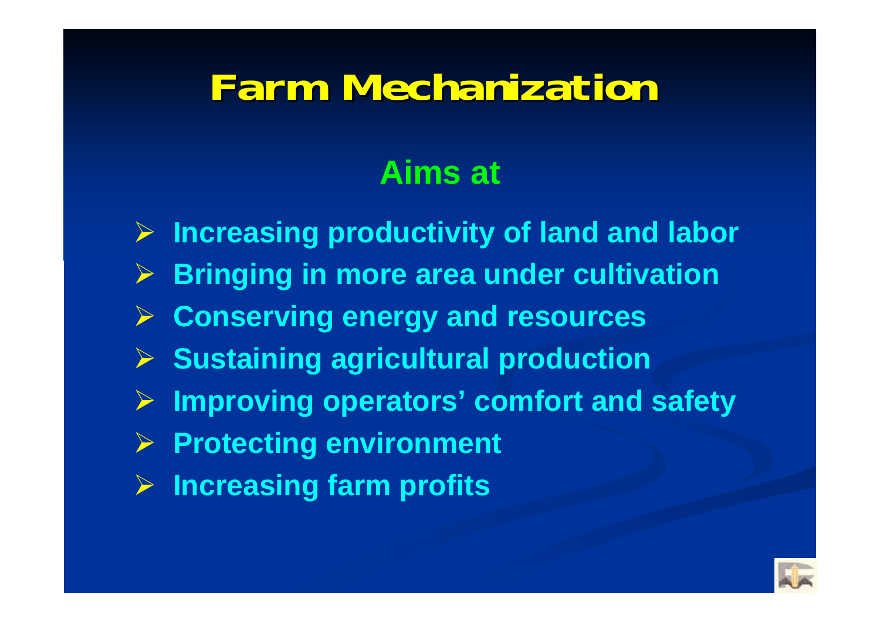# Farm Mechanization

## Aims at

- Increasing productivity of land and labor
- Bringing in more area under cultivation
- Conserving energy and resources
- Sustaining agricultural production
- Improving operators' comfort and safety
- Protecting environment
- Increasing farm profits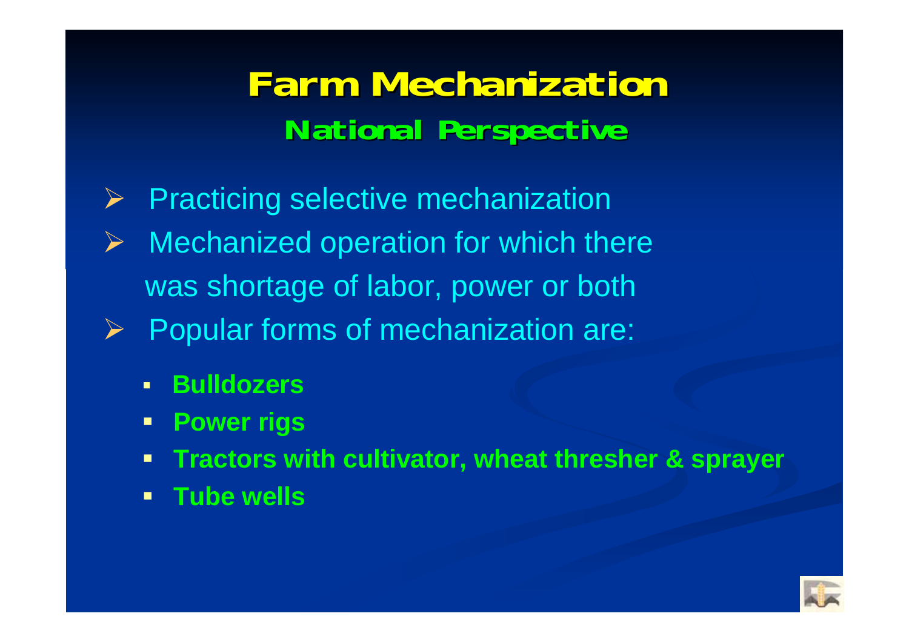# Farm Mechanization

## National Perspective

- Practicing selective mechanization
- Mechanized operation for which there was shortage of labor, power or both
- Popular forms of mechanization are:
  - **Bulldozers**
  - **Power rigs**
  - **Tractors with cultivator, wheat thresher & sprayer**
  - **Tube wells**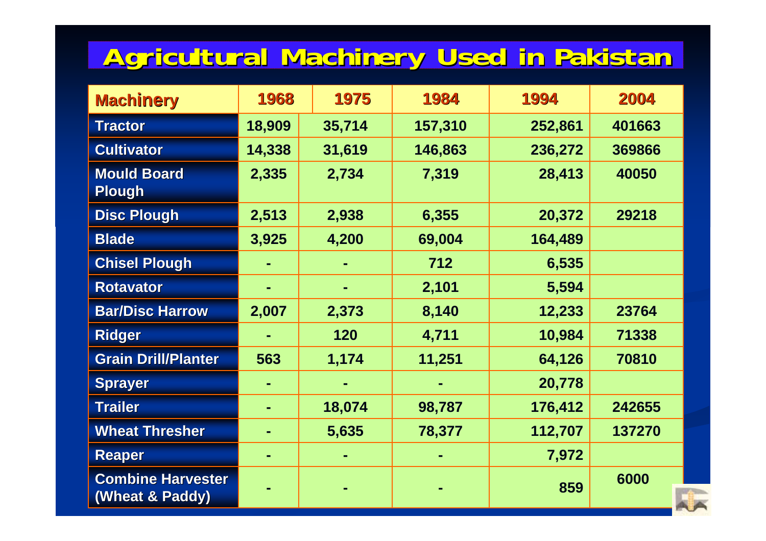# Agricultural Machinery Used in Pakistan

| Machinery | 1968 | 1975 | 1984 | 1994 | 2004 |
|---|---|---|---|---|---|
| Tractor | 18,909 | 35,714 | 157,310 | 252,861 | 401663 |
| Cultivator | 14,338 | 31,619 | 146,863 | 236,272 | 369866 |
| Mould Board Plough | 2,335 | 2,734 | 7,319 | 28,413 | 40050 |
| Disc Plough | 2,513 | 2,938 | 6,355 | 20,372 | 29218 |
| Blade | 3,925 | 4,200 | 69,004 | 164,489 | |
| Chisel Plough | - | - | 712 | 6,535 | |
| Rotavator | - | - | 2,101 | 5,594 | |
| Bar/Disc Harrow | 2,007 | 2,373 | 8,140 | 12,233 | 23764 |
| Ridger | - | 120 | 4,711 | 10,984 | 71338 |
| Grain Drill/Planter | 563 | 1,174 | 11,251 | 64,126 | 70810 |
| Sprayer | - | - | - | 20,778 | |
| Trailer | - | 18,074 | 98,787 | 176,412 | 242655 |
| Wheat Thresher | - | 5,635 | 78,377 | 112,707 | 137270 |
| Reaper | - | - | - | 7,972 | |
| Combine Harvester (Wheat & Paddy) | - | - | - | 859 | 6000 |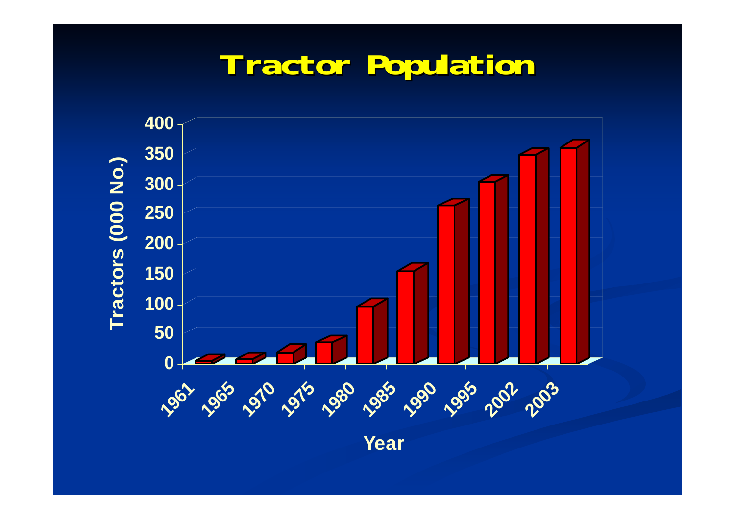# Tractor Population

Tractors (000 No.)

400
350
300
250
200
150
100
50
0

1961 1965 1970 1975 1980 1985 1990 1995 2002 2003

Year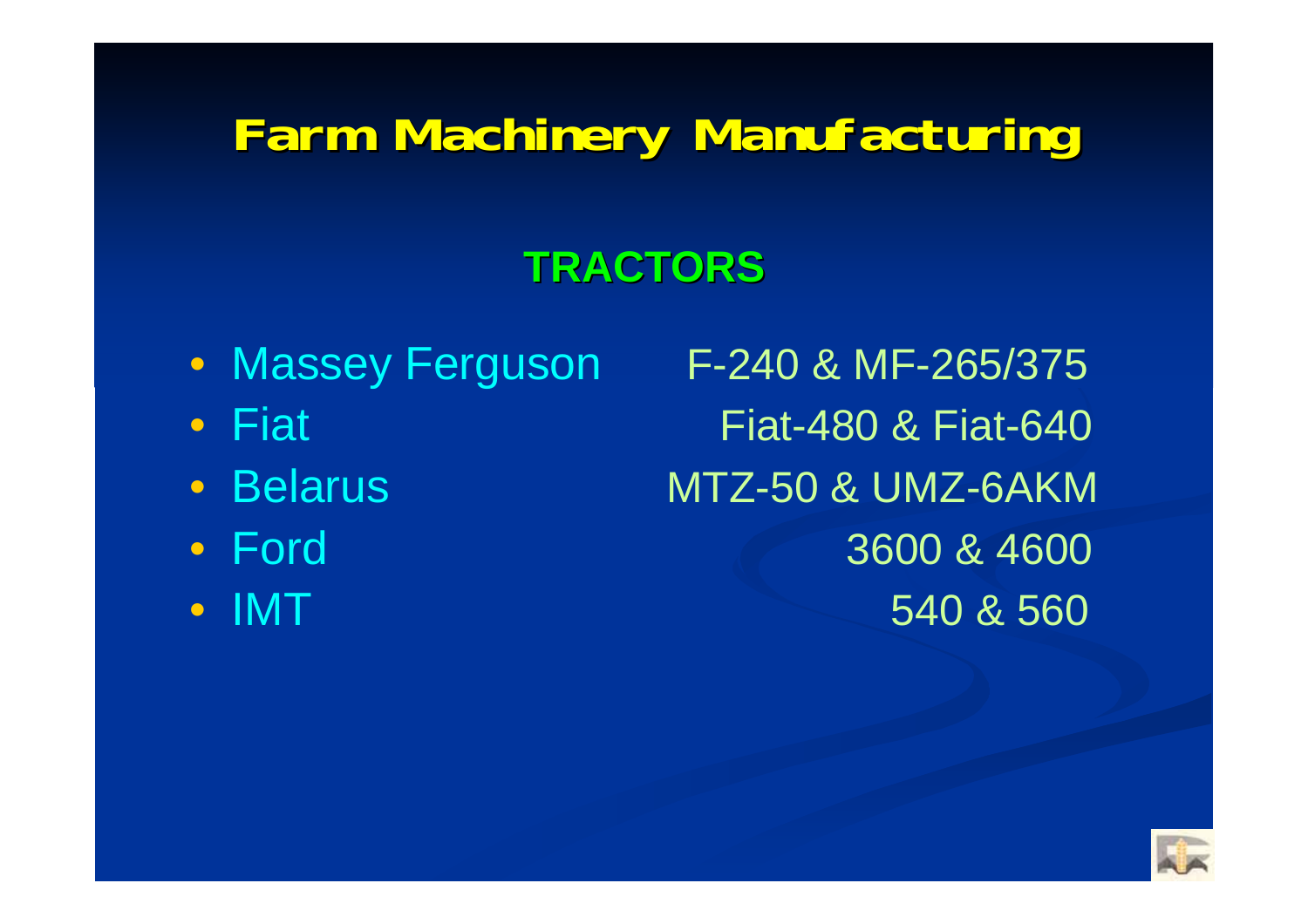# Farm Machinery Manufacturing

## TRACTORS

| Manufacturer | Models |
| --- | --- |
| Massey Ferguson | F-240 & MF-265/375 |
| Fiat | Fiat-480 & Fiat-640 |
| Belarus | MTZ-50 & UMZ-6AKM |
| Ford | 3600 & 4600 |
| IMT | 540 & 560 |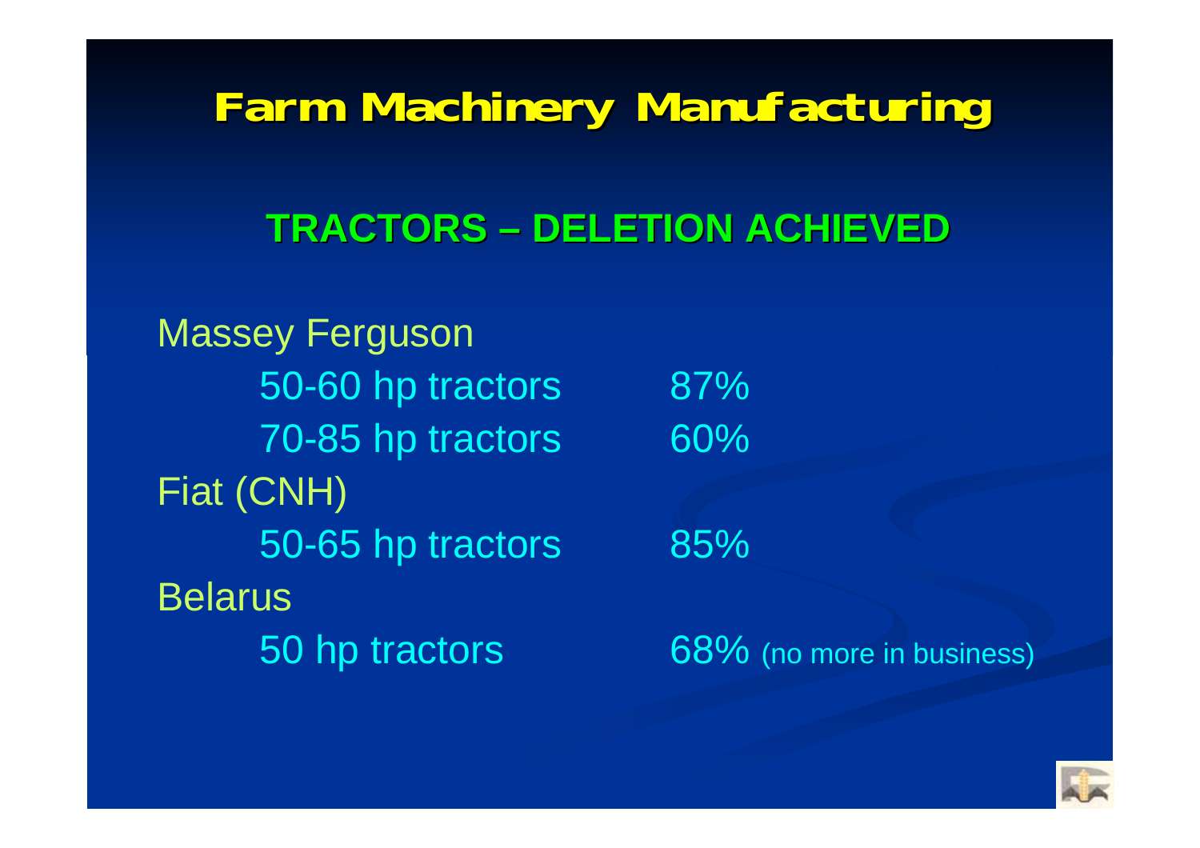# Farm Machinery Manufacturing

## TRACTORS – DELETION ACHIEVED

Massey Ferguson

| | |
|---|---|
| 50-60 hp tractors | 87% |
| 70-85 hp tractors | 60% |

Fiat (CNH)

| | |
|---|---|
| 50-65 hp tractors | 85% |

Belarus

| | |
|---|---|
| 50 hp tractors | 68% (no more in business) |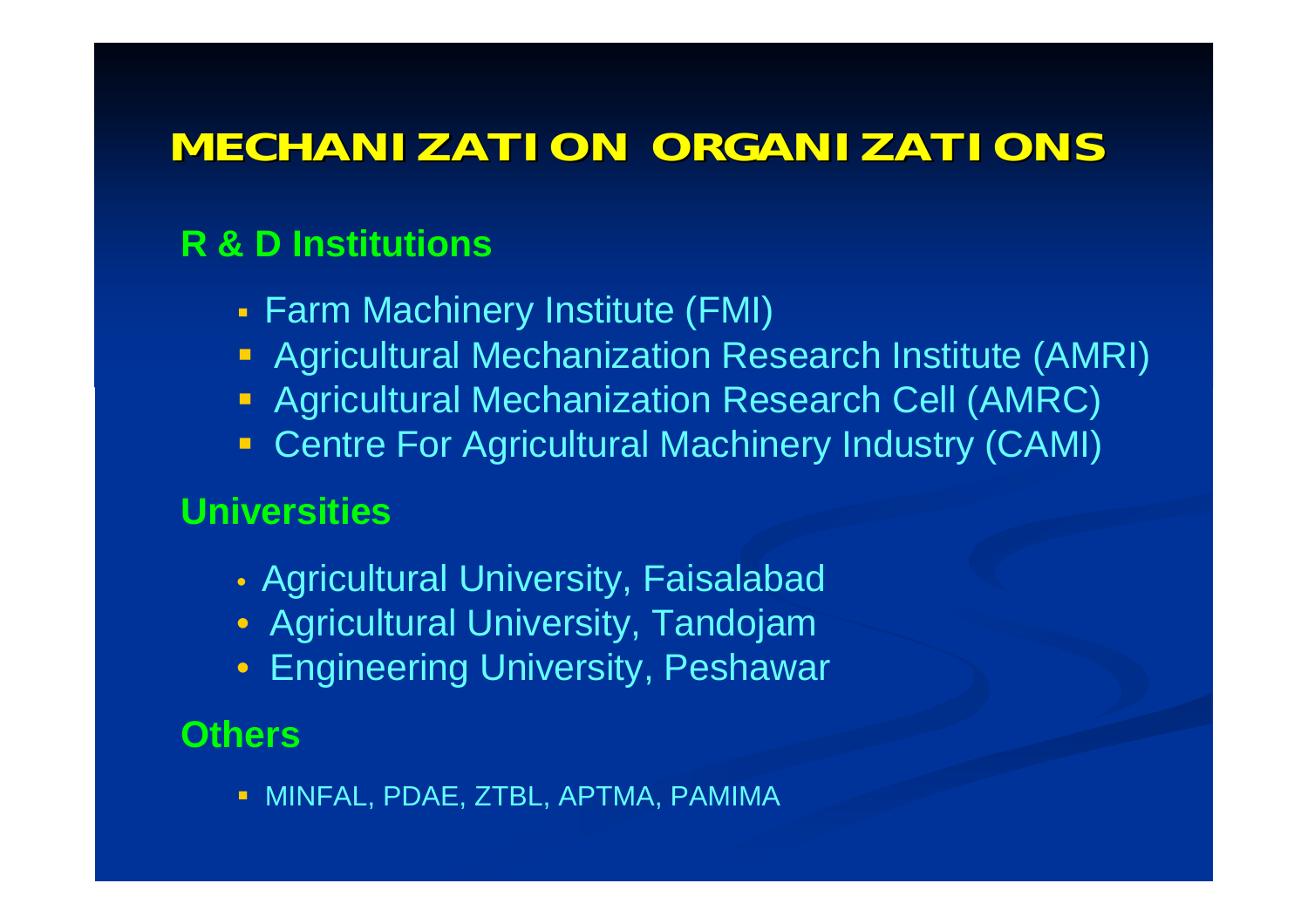# MECHANIZATION ORGANIZATIONS

## R & D Institutions

- Farm Machinery Institute (FMI)
- Agricultural Mechanization Research Institute (AMRI)
- Agricultural Mechanization Research Cell (AMRC)
- Centre For Agricultural Machinery Industry (CAMI)

## Universities

- Agricultural University, Faisalabad
- Agricultural University, Tandojam
- Engineering University, Peshawar

## Others

- MINFAL, PDAE, ZTBL, APTMA, PAMIMA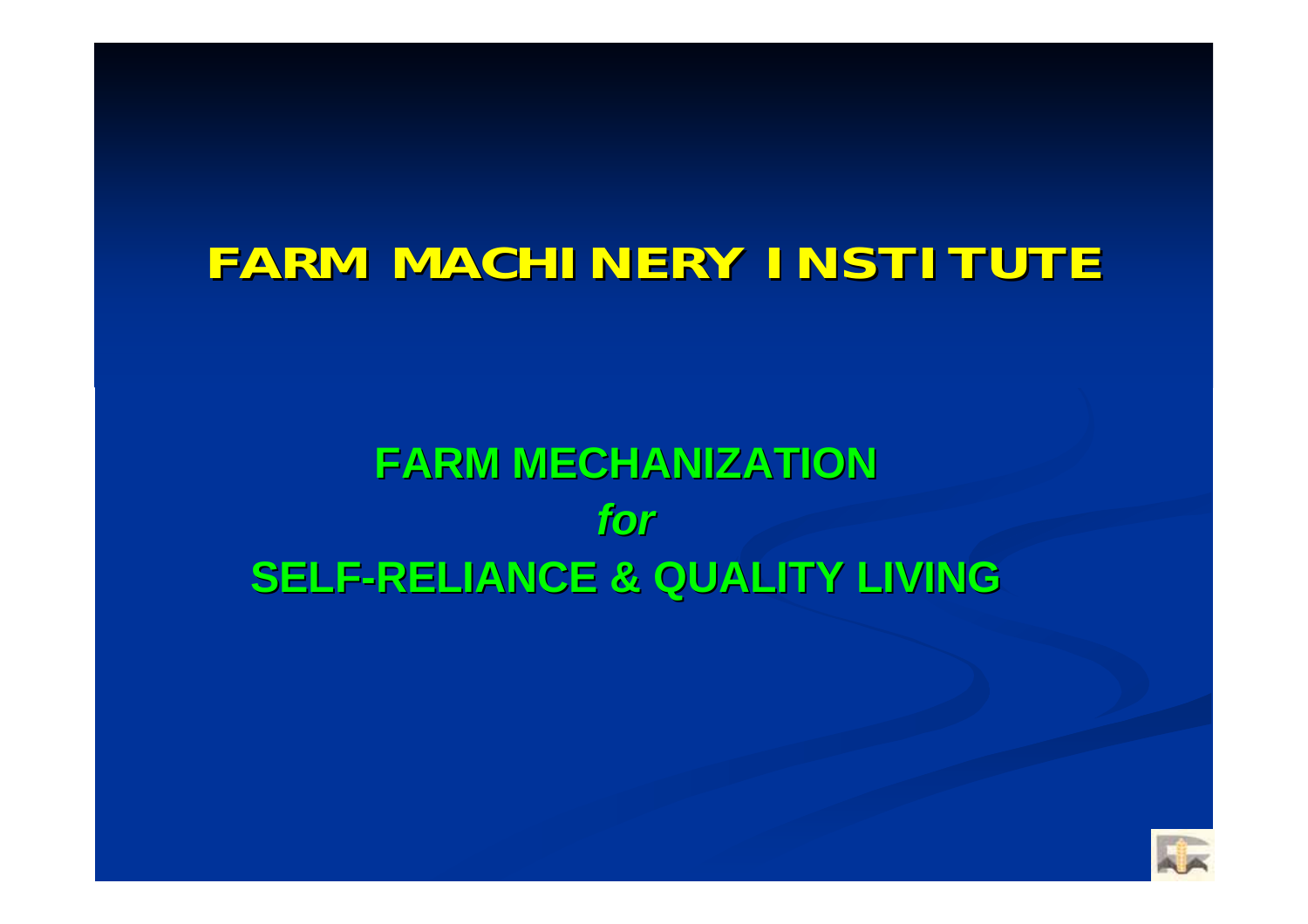# FARM MACHINERY INSTITUTE

## FARM MECHANIZATION

***for***

## SELF-RELIANCE & QUALITY LIVING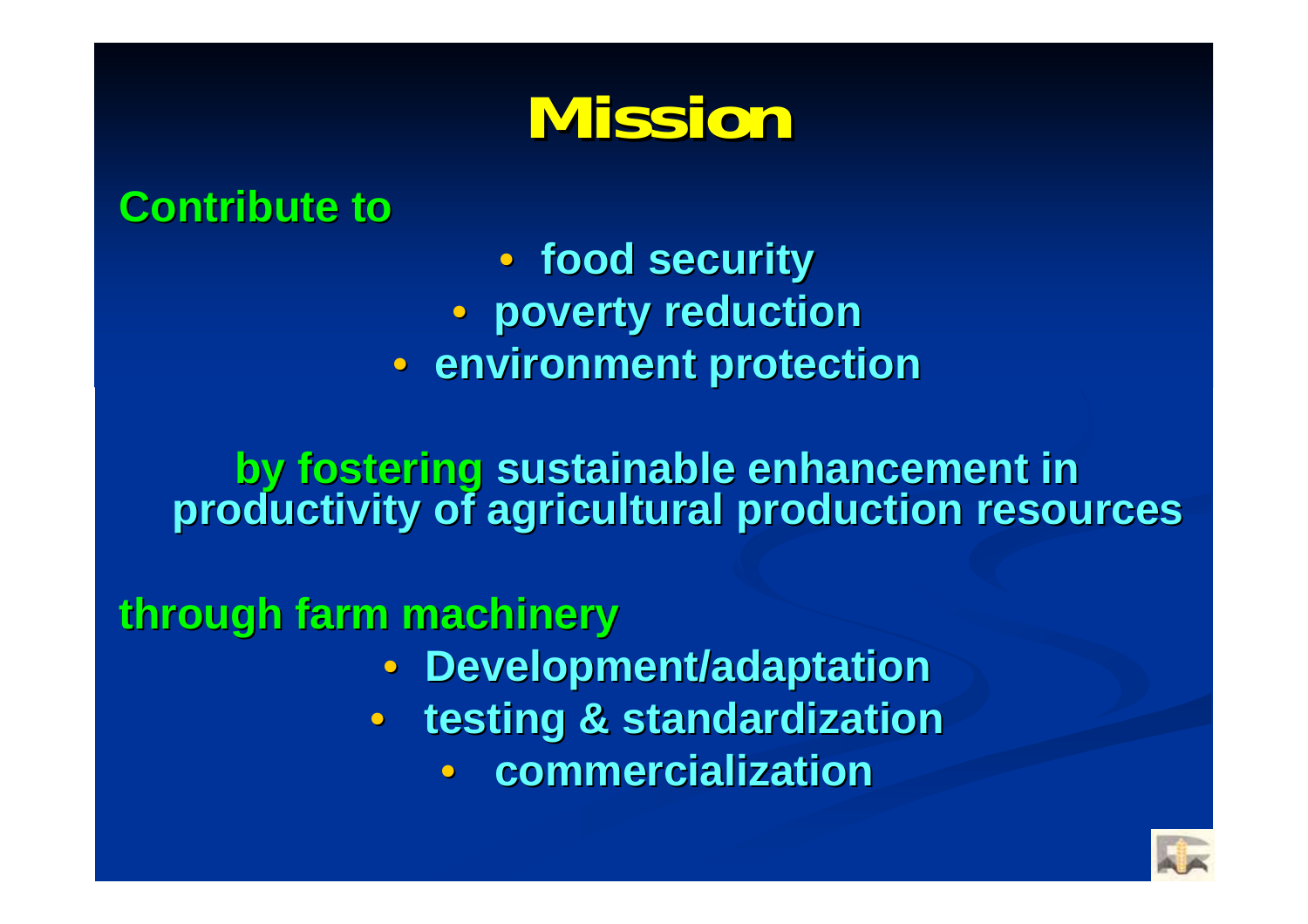# Mission

**Contribute to**

- **food security**
- **poverty reduction**
- **environment protection**

**by fostering sustainable enhancement in productivity of agricultural production resources**

**through farm machinery**

- **Development/adaptation**
- **testing & standardization**
- **commercialization**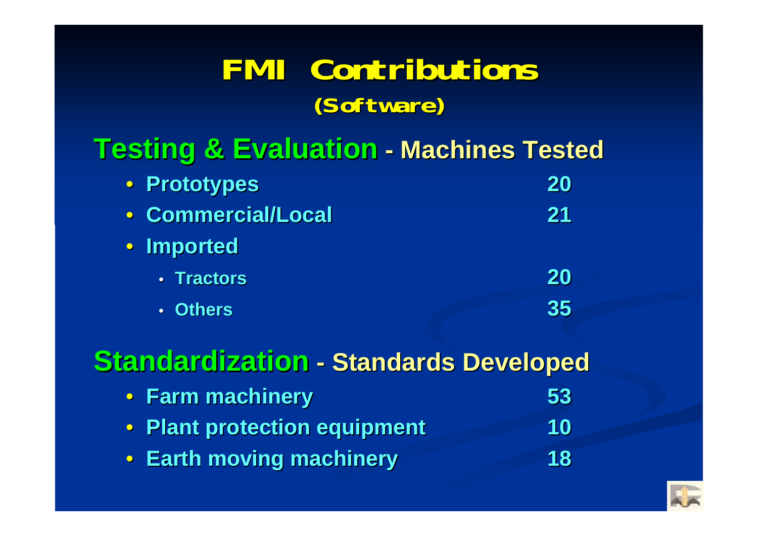# FMI Contributions

## (Software)

### Testing & Evaluation - Machines Tested

- Prototypes 20
- Commercial/Local 21
- Imported
  - Tractors 20
  - Others 35

### Standardization - Standards Developed

- Farm machinery 53
- Plant protection equipment 10
- Earth moving machinery 18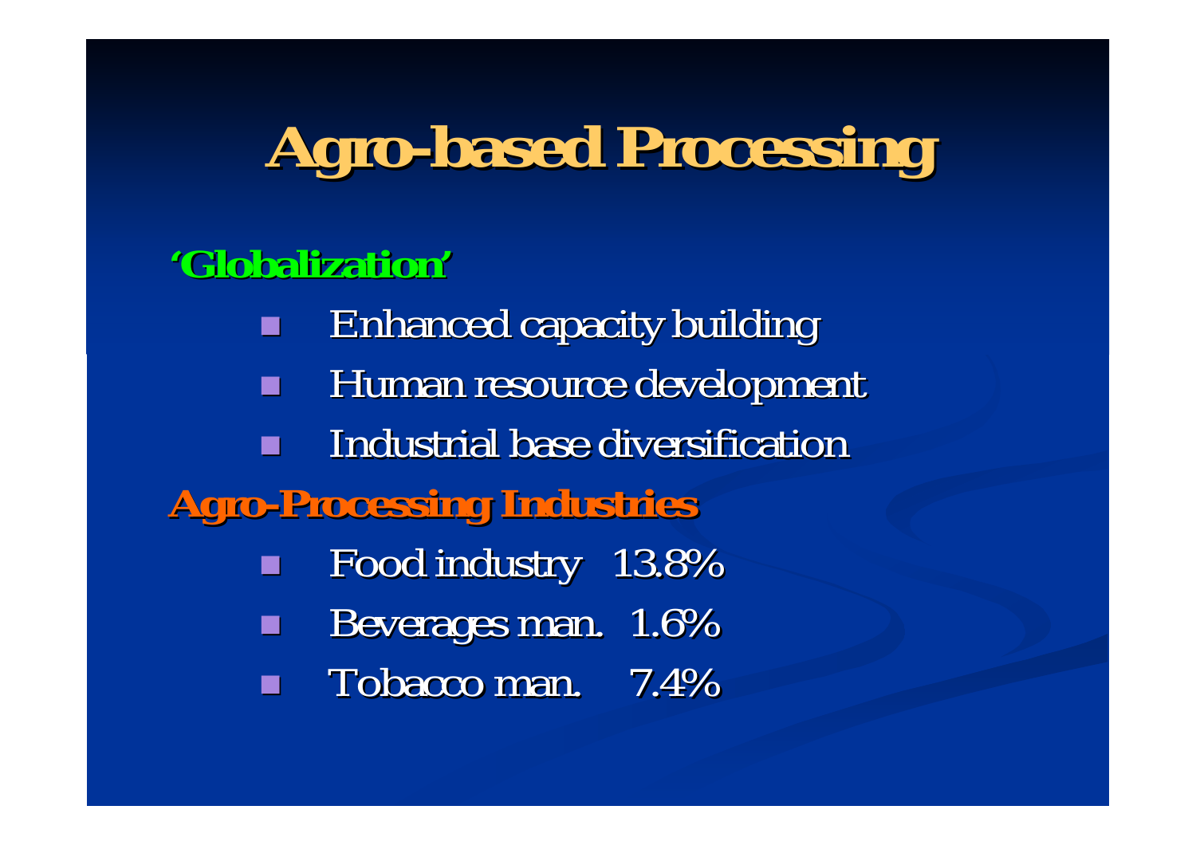# Agro-based Processing

**'Globalization'**

- Enhanced capacity building
- Human resource development
- Industrial base diversification

**Agro-Processing Industries**

- Food industry 13.8%
- Beverages man. 1.6%
- Tobacco man. 7.4%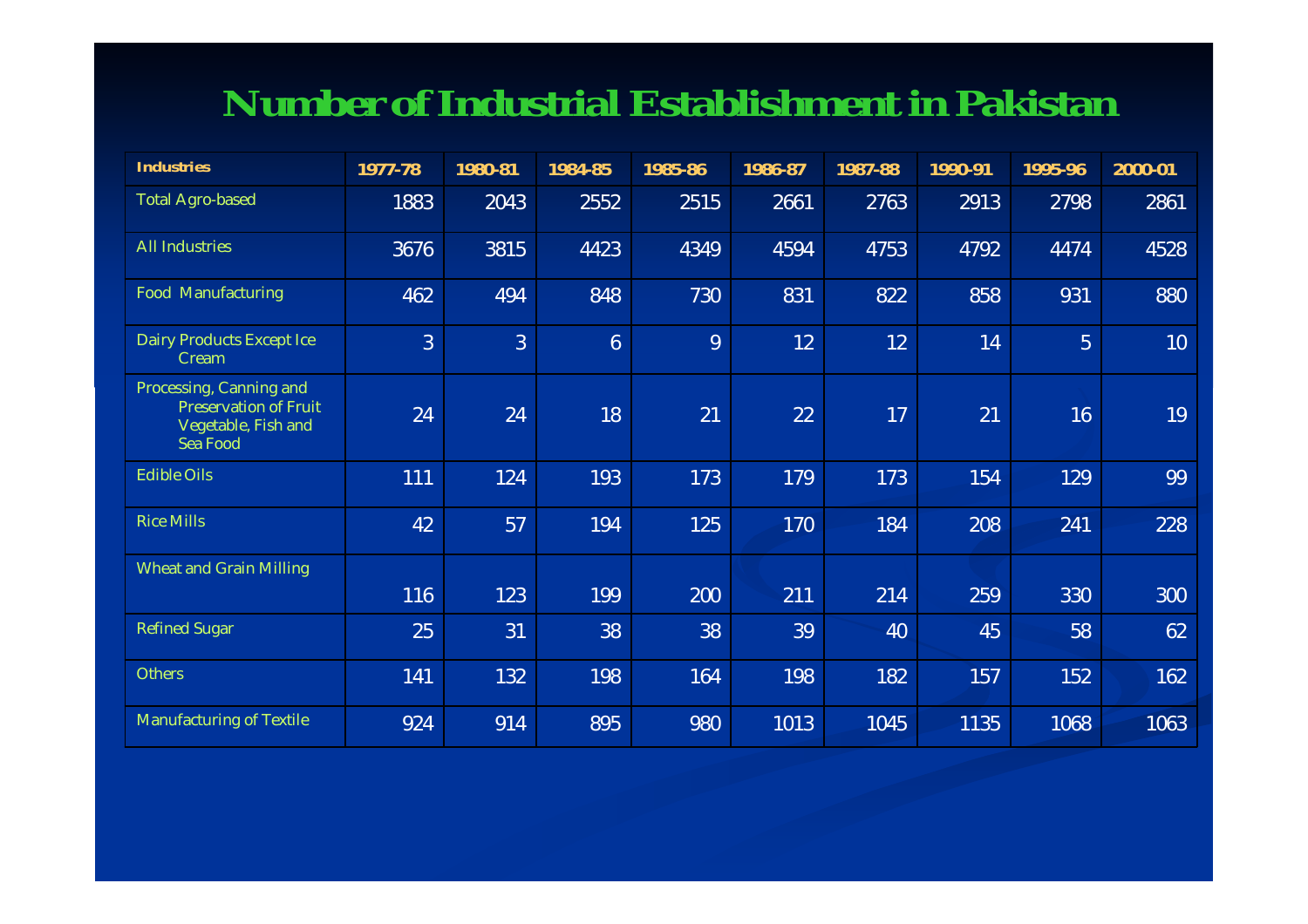# Number of Industrial Establishment in Pakistan

| Industries | 1977-78 | 1980-81 | 1984-85 | 1985-86 | 1986-87 | 1987-88 | 1990-91 | 1995-96 | 2000-01 |
|---|---|---|---|---|---|---|---|---|---|
| Total Agro-based | 1883 | 2043 | 2552 | 2515 | 2661 | 2763 | 2913 | 2798 | 2861 |
| All Industries | 3676 | 3815 | 4423 | 4349 | 4594 | 4753 | 4792 | 4474 | 4528 |
| Food Manufacturing | 462 | 494 | 848 | 730 | 831 | 822 | 858 | 931 | 880 |
| Dairy Products Except Ice Cream | 3 | 3 | 6 | 9 | 12 | 12 | 14 | 5 | 10 |
| Processing, Canning and Preservation of Fruit Vegetable, Fish and Sea Food | 24 | 24 | 18 | 21 | 22 | 17 | 21 | 16 | 19 |
| Edible Oils | 111 | 124 | 193 | 173 | 179 | 173 | 154 | 129 | 99 |
| Rice Mills | 42 | 57 | 194 | 125 | 170 | 184 | 208 | 241 | 228 |
| Wheat and Grain Milling | 116 | 123 | 199 | 200 | 211 | 214 | 259 | 330 | 300 |
| Refined Sugar | 25 | 31 | 38 | 38 | 39 | 40 | 45 | 58 | 62 |
| Others | 141 | 132 | 198 | 164 | 198 | 182 | 157 | 152 | 162 |
| Manufacturing of Textile | 924 | 914 | 895 | 980 | 1013 | 1045 | 1135 | 1068 | 1063 |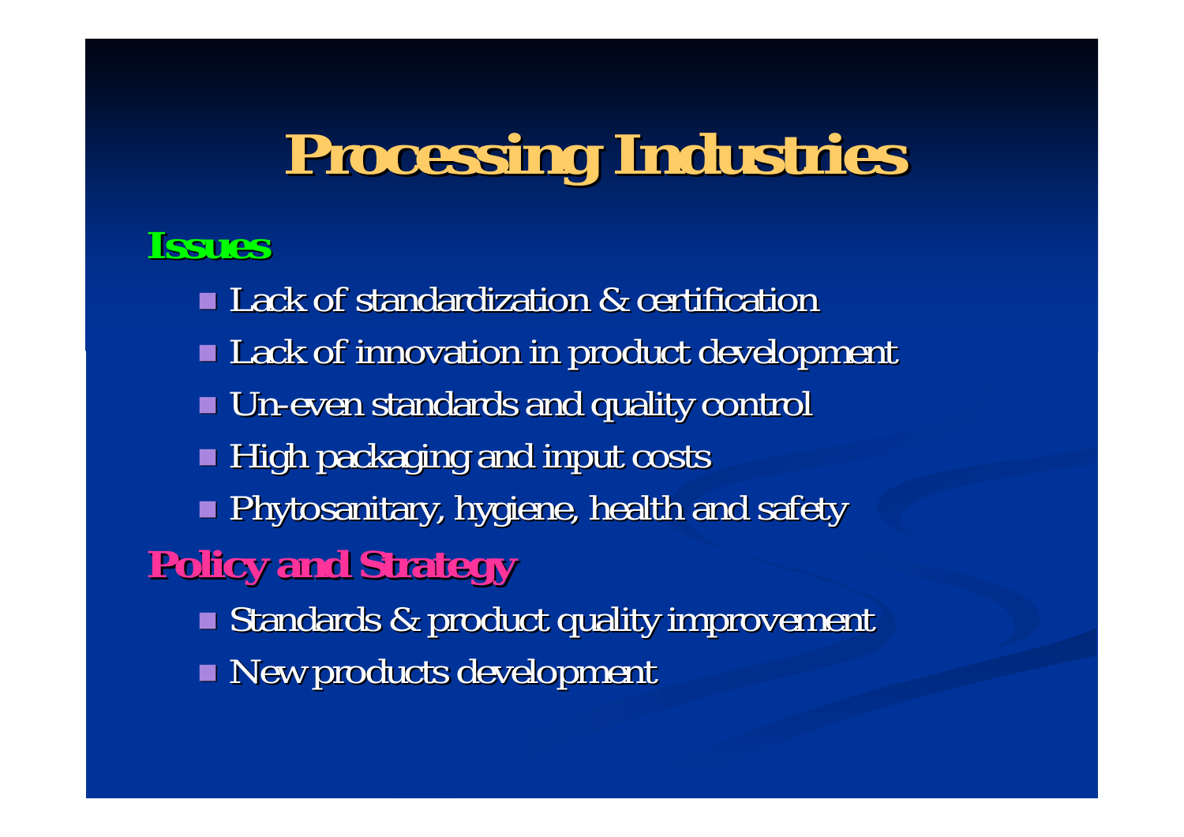# Processing Industries

## Issues

- Lack of standardization & certification
- Lack of innovation in product development
- Un-even standards and quality control
- High packaging and input costs
- Phytosanitary, hygiene, health and safety

## Policy and Strategy

- Standards & product quality improvement
- New products development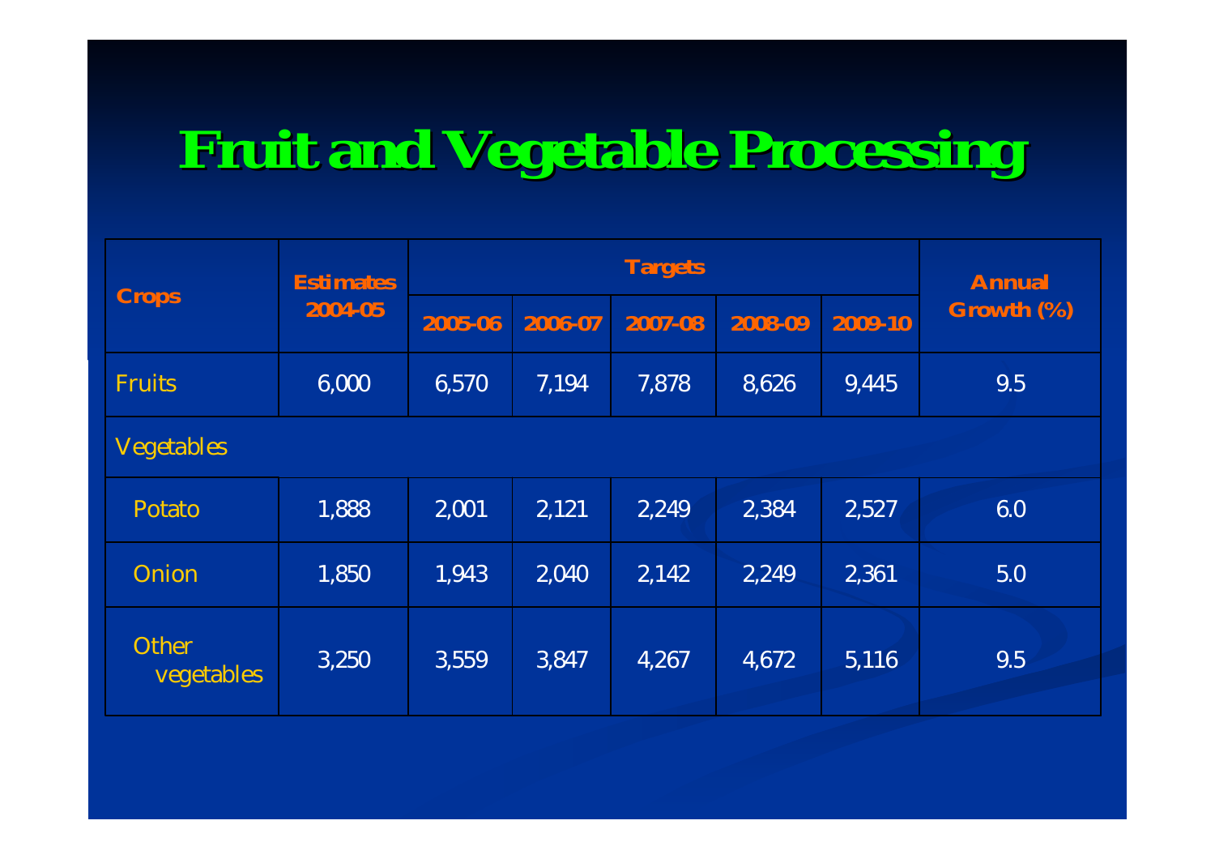# Fruit and Vegetable Processing

| Crops | Estimates 2004-05 | Targets | | | | | Annual Growth (%) |
|---|---|---|---|---|---|---|---|
| | | 2005-06 | 2006-07 | 2007-08 | 2008-09 | 2009-10 | |
| Fruits | 6,000 | 6,570 | 7,194 | 7,878 | 8,626 | 9,445 | 9.5 |
| Vegetables | | | | | | | |
| Potato | 1,888 | 2,001 | 2,121 | 2,249 | 2,384 | 2,527 | 6.0 |
| Onion | 1,850 | 1,943 | 2,040 | 2,142 | 2,249 | 2,361 | 5.0 |
| Other vegetables | 3,250 | 3,559 | 3,847 | 4,267 | 4,672 | 5,116 | 9.5 |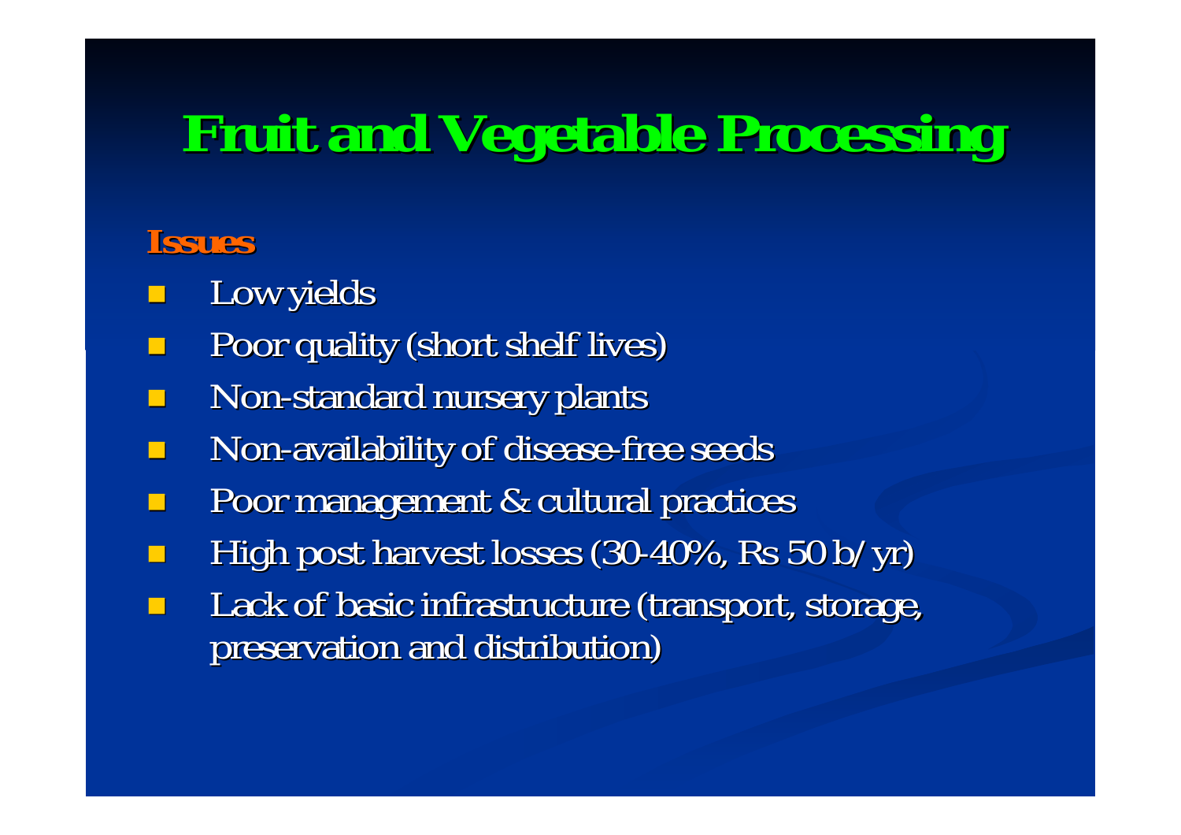# Fruit and Vegetable Processing

**Issues**

- Low yields
- Poor quality (short shelf lives)
- Non-standard nursery plants
- Non-availability of disease-free seeds
- Poor management & cultural practices
- High post harvest losses (30-40%, Rs 50 b/yr)
- Lack of basic infrastructure (transport, storage, preservation and distribution)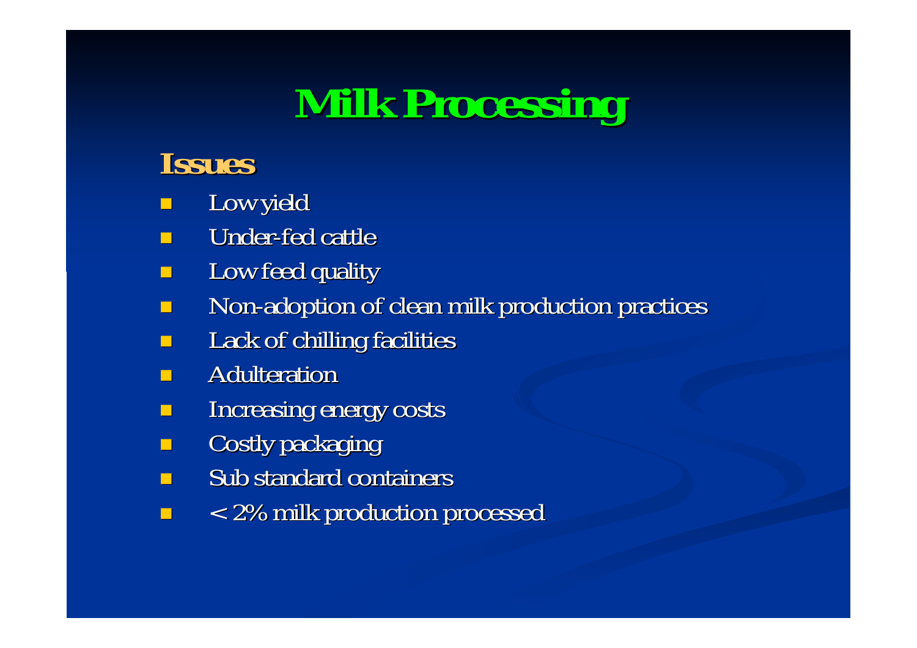# Milk Processing

## Issues

- Low yield
- Under-fed cattle
- Low feed quality
- Non-adoption of clean milk production practices
- Lack of chilling facilities
- Adulteration
- Increasing energy costs
- Costly packaging
- Sub standard containers
- < 2% milk production processed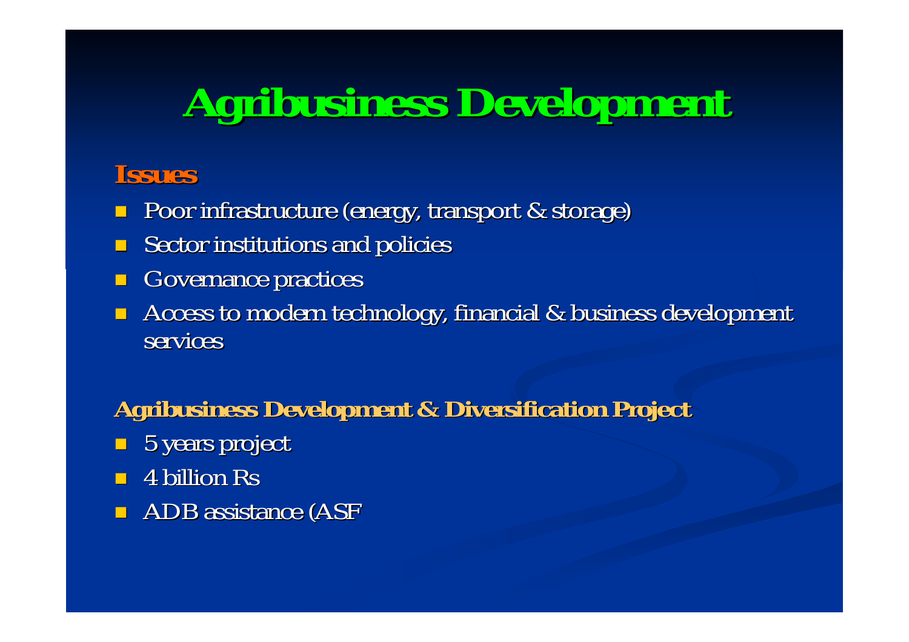# Agribusiness Development

### Issues

- Poor infrastructure (energy, transport & storage)
- Sector institutions and policies
- Governance practices
- Access to modern technology, financial & business development services

### Agribusiness Development & Diversification Project

- 5 years project
- 4 billion Rs
- ADB assistance (ASF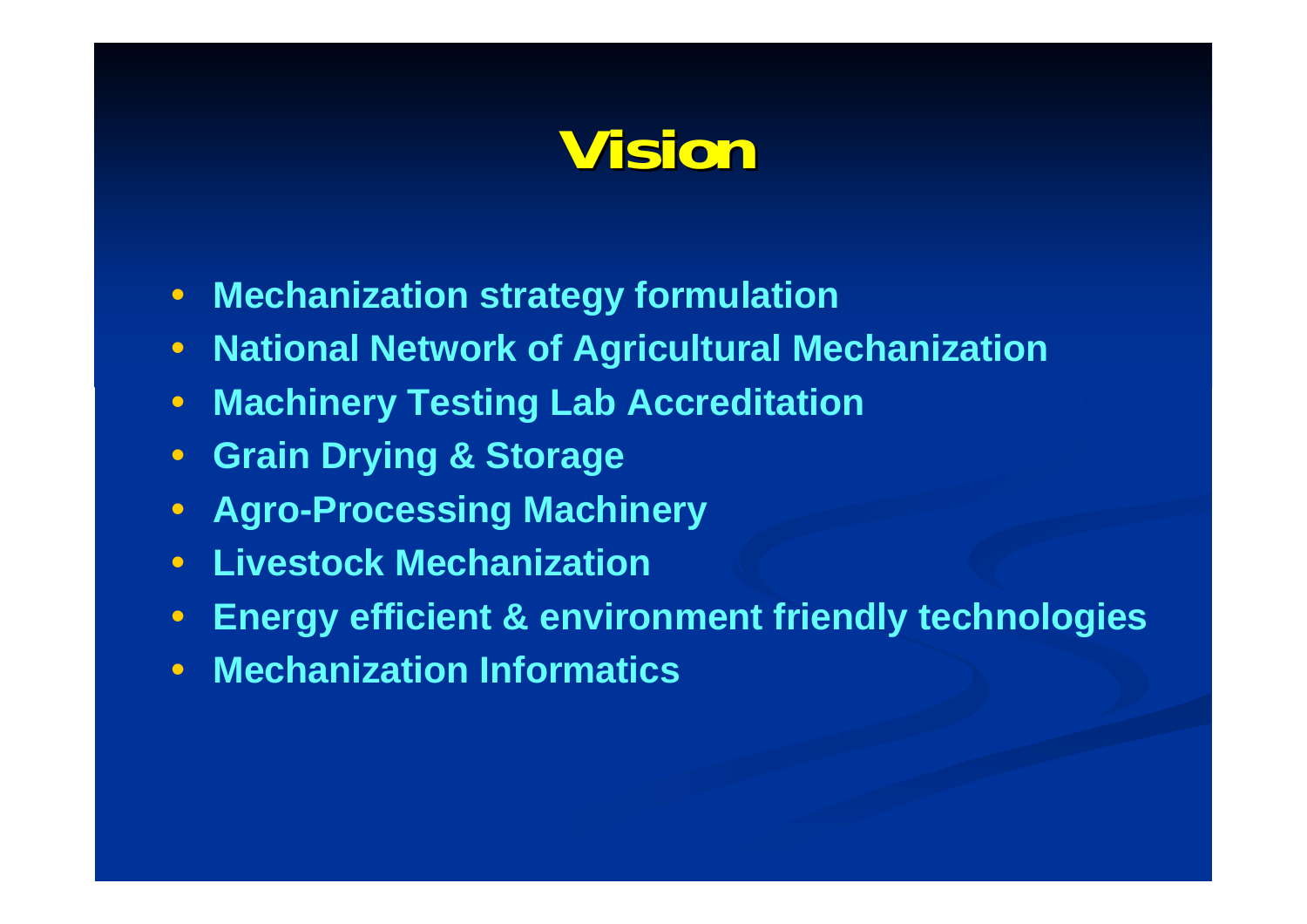# Vision

- **Mechanization strategy formulation**
- **National Network of Agricultural Mechanization**
- **Machinery Testing Lab Accreditation**
- **Grain Drying & Storage**
- **Agro-Processing Machinery**
- **Livestock Mechanization**
- **Energy efficient & environment friendly technologies**
- **Mechanization Informatics**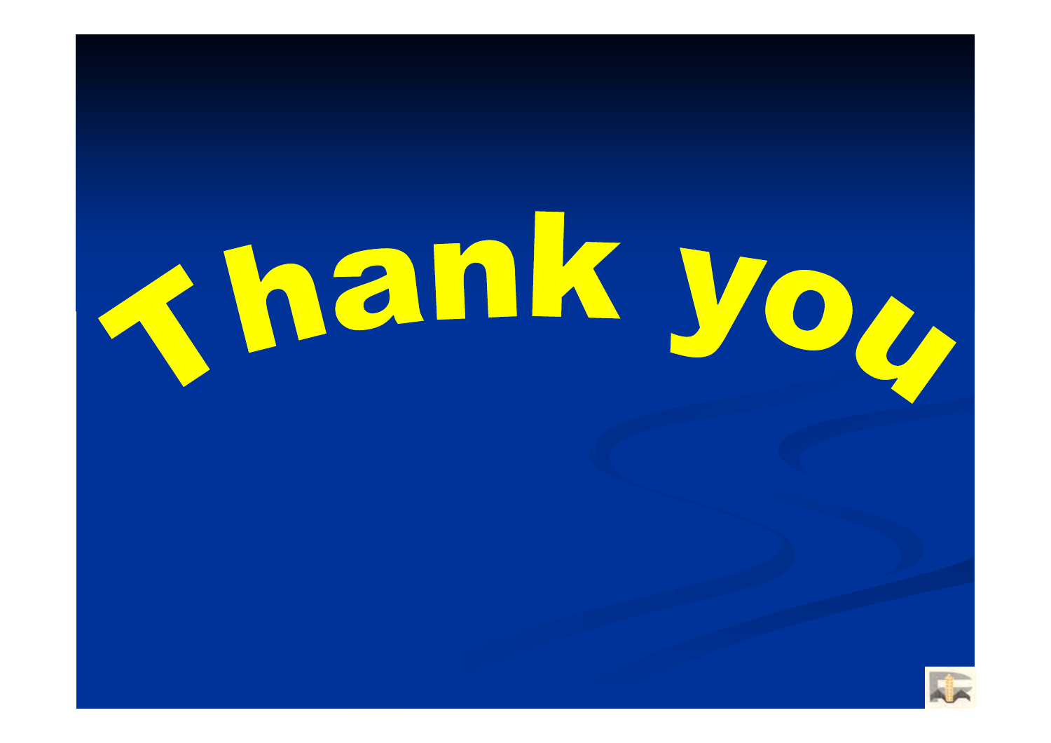# Thank you